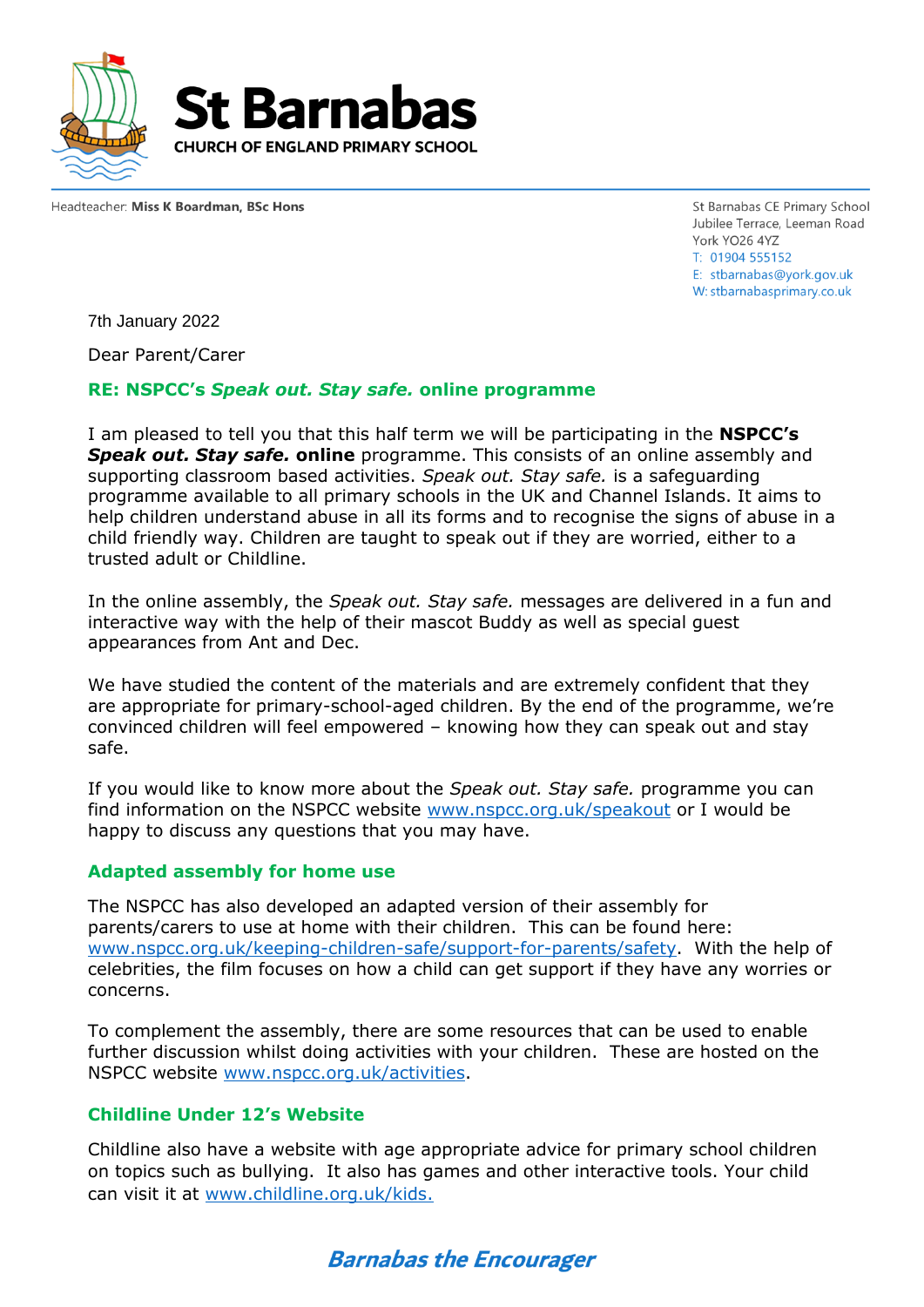# St Barnabas

CHURCH OF ENGLAND PRIMARY SCHOOL

Headteacher: **Miss K Boardman, BSc Hons**

St Barnabas CE Primary School
Jubilee Terrace, Leeman Road
York YO26 4YZ
T: 01904 555152
E: stbarnabas@york.gov.uk
W: stbarnabasprimary.co.uk

7th January 2022

Dear Parent/Carer

## RE: NSPCC's *Speak out. Stay safe.* online programme

I am pleased to tell you that this half term we will be participating in the **NSPCC's *Speak out. Stay safe.* online** programme. This consists of an online assembly and supporting classroom based activities. *Speak out. Stay safe.* is a safeguarding programme available to all primary schools in the UK and Channel Islands. It aims to help children understand abuse in all its forms and to recognise the signs of abuse in a child friendly way. Children are taught to speak out if they are worried, either to a trusted adult or Childline.

In the online assembly, the *Speak out. Stay safe.* messages are delivered in a fun and interactive way with the help of their mascot Buddy as well as special guest appearances from Ant and Dec.

We have studied the content of the materials and are extremely confident that they are appropriate for primary-school-aged children. By the end of the programme, we're convinced children will feel empowered – knowing how they can speak out and stay safe.

If you would like to know more about the *Speak out. Stay safe.* programme you can find information on the NSPCC website www.nspcc.org.uk/speakout or I would be happy to discuss any questions that you may have.

### Adapted assembly for home use

The NSPCC has also developed an adapted version of their assembly for parents/carers to use at home with their children. This can be found here: www.nspcc.org.uk/keeping-children-safe/support-for-parents/safety. With the help of celebrities, the film focuses on how a child can get support if they have any worries or concerns.

To complement the assembly, there are some resources that can be used to enable further discussion whilst doing activities with your children. These are hosted on the NSPCC website www.nspcc.org.uk/activities.

### Childline Under 12's Website

Childline also have a website with age appropriate advice for primary school children on topics such as bullying. It also has games and other interactive tools. Your child can visit it at www.childline.org.uk/kids.

***Barnabas the Encourager***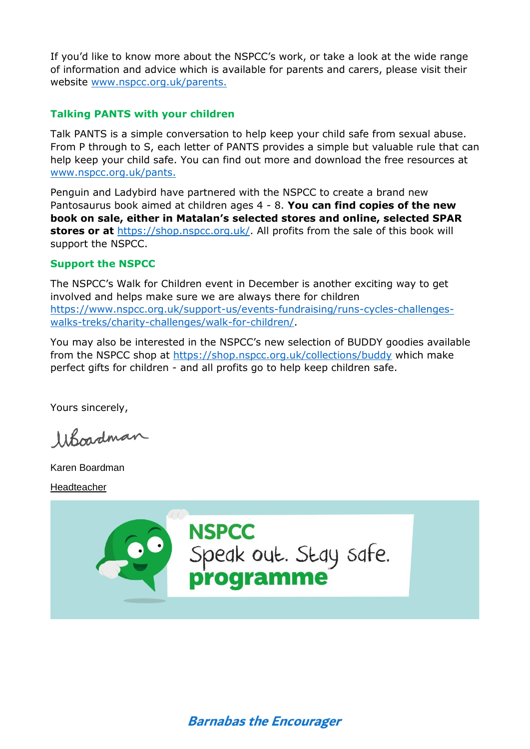If you'd like to know more about the NSPCC's work, or take a look at the wide range of information and advice which is available for parents and carers, please visit their website [www.nspcc.org.uk/parents.](http://www.nspcc.org.uk/parents)

## Talking PANTS with your children

Talk PANTS is a simple conversation to help keep your child safe from sexual abuse. From P through to S, each letter of PANTS provides a simple but valuable rule that can help keep your child safe. You can find out more and download the free resources at [www.nspcc.org.uk/pants.](http://www.nspcc.org.uk/pants)

Penguin and Ladybird have partnered with the NSPCC to create a brand new Pantosaurus book aimed at children ages 4 - 8. **You can find copies of the new book on sale, either in Matalan's selected stores and online, selected SPAR stores or at** [https://shop.nspcc.org.uk/](https://shop.nspcc.org.uk/). All profits from the sale of this book will support the NSPCC.

## Support the NSPCC

The NSPCC's Walk for Children event in December is another exciting way to get involved and helps make sure we are always there for children [https://www.nspcc.org.uk/support-us/events-fundraising/runs-cycles-challenges-walks-treks/charity-challenges/walk-for-children/](https://www.nspcc.org.uk/support-us/events-fundraising/runs-cycles-challenges-walks-treks/charity-challenges/walk-for-children/).

You may also be interested in the NSPCC's new selection of BUDDY goodies available from the NSPCC shop at [https://shop.nspcc.org.uk/collections/buddy](https://shop.nspcc.org.uk/collections/buddy) which make perfect gifts for children - and all profits go to help keep children safe.

Yours sincerely,

Karen Boardman

Headteacher

NSPCC
Speak out. Stay safe.
programme

*Barnabas the Encourager*